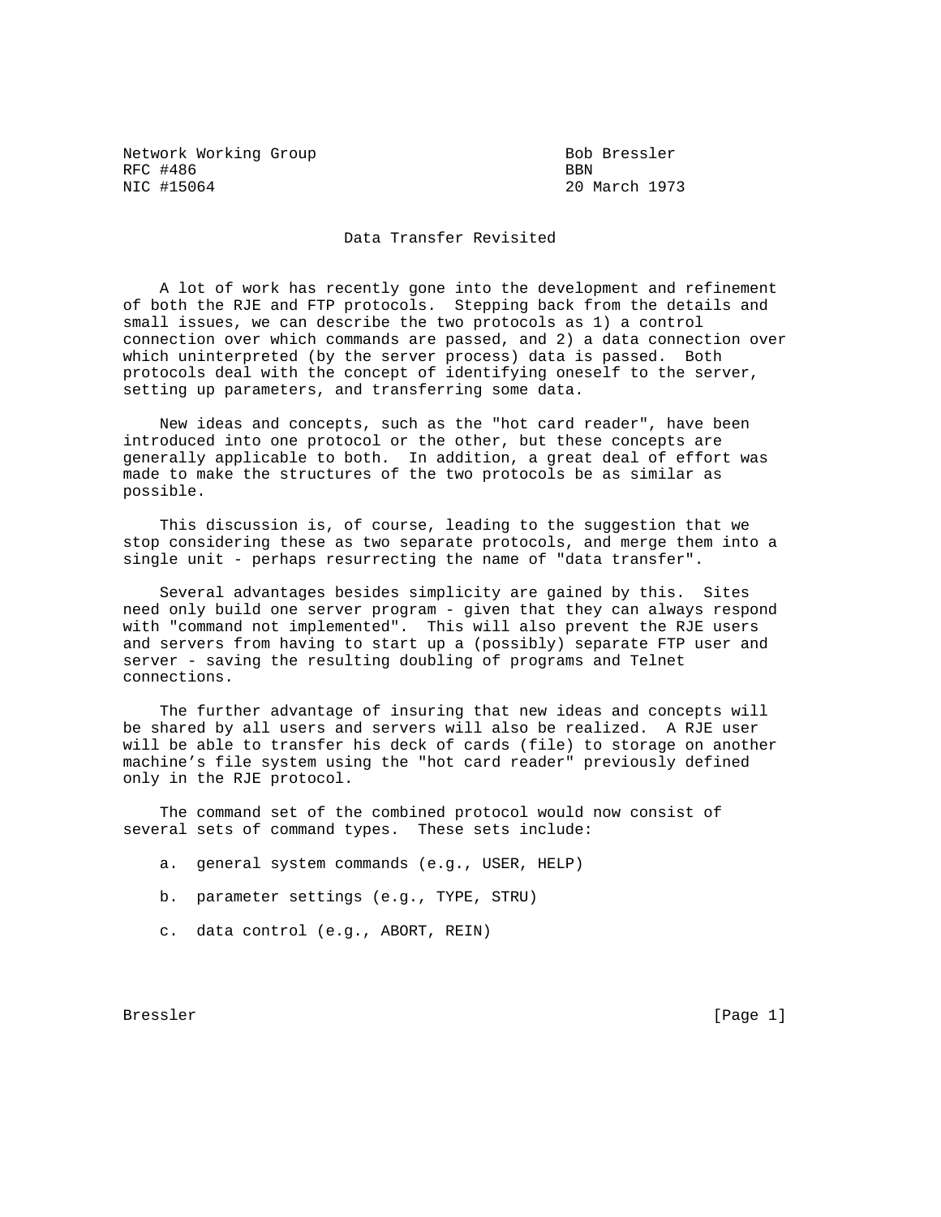Network Working Group Bob Bressler
RFC #486 BBN
NIC #15064 20 March 1973

# Data Transfer Revisited

A lot of work has recently gone into the development and refinement of both the RJE and FTP protocols. Stepping back from the details and small issues, we can describe the two protocols as 1) a control connection over which commands are passed, and 2) a data connection over which uninterpreted (by the server process) data is passed. Both protocols deal with the concept of identifying oneself to the server, setting up parameters, and transferring some data.

New ideas and concepts, such as the "hot card reader", have been introduced into one protocol or the other, but these concepts are generally applicable to both. In addition, a great deal of effort was made to make the structures of the two protocols be as similar as possible.

This discussion is, of course, leading to the suggestion that we stop considering these as two separate protocols, and merge them into a single unit - perhaps resurrecting the name of "data transfer".

Several advantages besides simplicity are gained by this. Sites need only build one server program - given that they can always respond with "command not implemented". This will also prevent the RJE users and servers from having to start up a (possibly) separate FTP user and server - saving the resulting doubling of programs and Telnet connections.

The further advantage of insuring that new ideas and concepts will be shared by all users and servers will also be realized. A RJE user will be able to transfer his deck of cards (file) to storage on another machine's file system using the "hot card reader" previously defined only in the RJE protocol.

The command set of the combined protocol would now consist of several sets of command types. These sets include:

a. general system commands (e.g., USER, HELP)

b. parameter settings (e.g., TYPE, STRU)

c. data control (e.g., ABORT, REIN)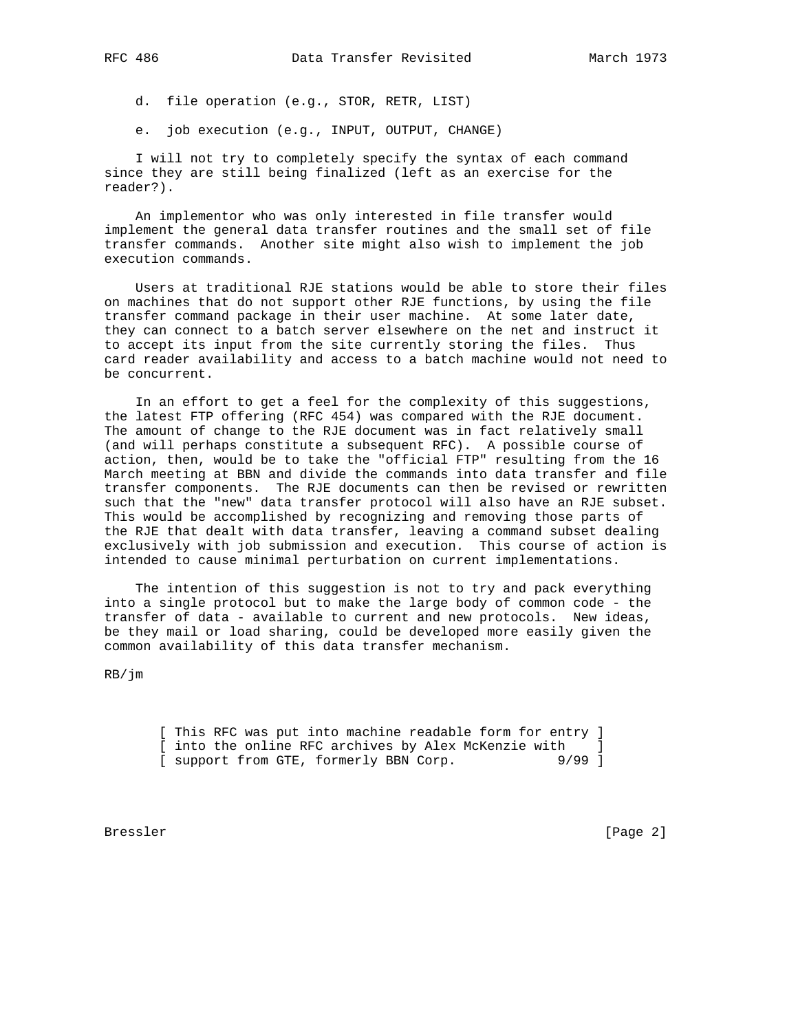d. file operation (e.g., STOR, RETR, LIST)

e. job execution (e.g., INPUT, OUTPUT, CHANGE)

I will not try to completely specify the syntax of each command since they are still being finalized (left as an exercise for the reader?).

An implementor who was only interested in file transfer would implement the general data transfer routines and the small set of file transfer commands. Another site might also wish to implement the job execution commands.

Users at traditional RJE stations would be able to store their files on machines that do not support other RJE functions, by using the file transfer command package in their user machine. At some later date, they can connect to a batch server elsewhere on the net and instruct it to accept its input from the site currently storing the files. Thus card reader availability and access to a batch machine would not need to be concurrent.

In an effort to get a feel for the complexity of this suggestions, the latest FTP offering (RFC 454) was compared with the RJE document. The amount of change to the RJE document was in fact relatively small (and will perhaps constitute a subsequent RFC). A possible course of action, then, would be to take the "official FTP" resulting from the 16 March meeting at BBN and divide the commands into data transfer and file transfer components. The RJE documents can then be revised or rewritten such that the "new" data transfer protocol will also have an RJE subset. This would be accomplished by recognizing and removing those parts of the RJE that dealt with data transfer, leaving a command subset dealing exclusively with job submission and execution. This course of action is intended to cause minimal perturbation on current implementations.

The intention of this suggestion is not to try and pack everything into a single protocol but to make the large body of common code - the transfer of data - available to current and new protocols. New ideas, be they mail or load sharing, could be developed more easily given the common availability of this data transfer mechanism.

RB/jm

[ This RFC was put into machine readable form for entry ]
[ into the online RFC archives by Alex McKenzie with ]
[ support from GTE, formerly BBN Corp. 9/99 ]